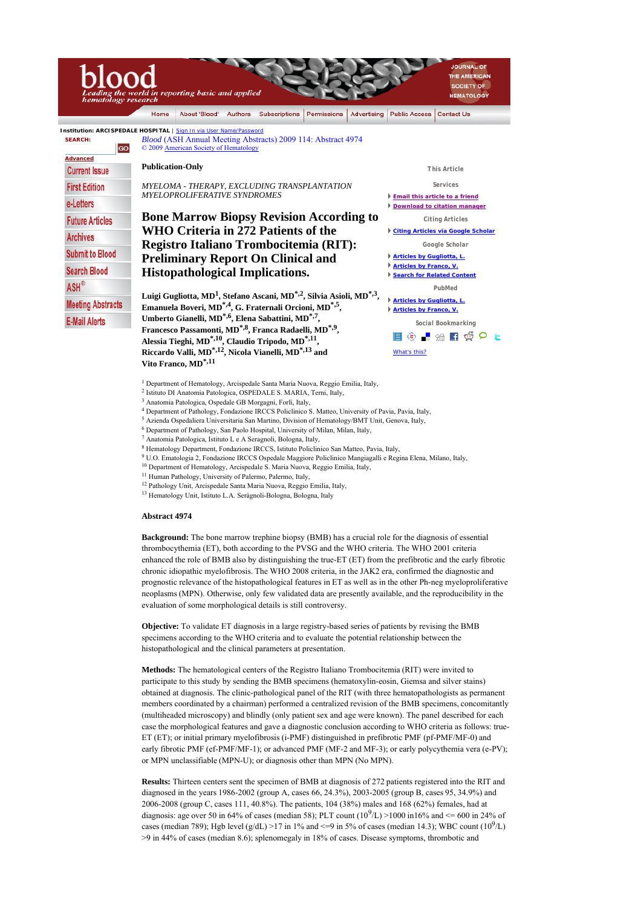*Blood* (ASH Annual Meeting Abstracts) 2009 114: Abstract 4974
© 2009 American Society of Hematology

**Publication-Only**

*MYELOMA - THERAPY, EXCLUDING TRANSPLANTATION*
*MYELOPROLIFERATIVE SYNDROMES*

# Bone Marrow Biopsy Revision According to WHO Criteria in 272 Patients of the Registro Italiano Trombocitemia (RIT): Preliminary Report On Clinical and Histopathological Implications.

**Luigi Gugliotta, MD[1], Stefano Ascani, MD[*,2], Silvia Asioli, MD[*,3], Emanuela Boveri, MD[*,4], G. Fraternali Orcioni, MD[*,5], Umberto Gianelli, MD[*,6], Elena Sabattini, MD[*,7], Francesco Passamonti, MD[*,8], Franca Radaelli, MD[*,9], Alessia Tieghi, MD[*,10], Claudio Tripodo, MD[*,11], Riccardo Valli, MD[*,12], Nicola Vianelli, MD[*,13] and Vito Franco, MD[*,11]**

[1] Department of Hematology, Arcispedale Santa Maria Nuova, Reggio Emilia, Italy,
[2] Istituto DI Anatomia Patologica, OSPEDALE S. MARIA, Terni, Italy,
[3] Anatomia Patologica, Ospedale GB Morgagni, Forlì, Italy,
[4] Department of Pathology, Fondazione IRCCS Policlinico S. Matteo, University of Pavia, Pavia, Italy,
[5] Azienda Ospedaliera Universitaria San Martino, Division of Hematology/BMT Unit, Genova, Italy,
[6] Department of Pathology, San Paolo Hospital, University of Milan, Milan, Italy,
[7] Anatomia Patologica, Istituto L e A Seragnoli, Bologna, Italy,
[8] Hematology Department, Fondazione IRCCS, Istituto Policlinico San Matteo, Pavia, Italy,
[9] U.O. Ematologia 2, Fondazione IRCCS Ospedale Maggiore Policlinico Mangiagalli e Regina Elena, Milano, Italy,
[10] Department of Hematology, Arcispedale S. Maria Nuova, Reggio Emilia, Italy,
[11] Human Pathology, University of Palermo, Palermo, Italy,
[12] Pathology Unit, Arcispedale Santa Maria Nuova, Reggio Emilia, Italy,
[13] Hematology Unit, Istituto L.A. Seràgnoli-Bologna, Bologna, Italy

**Abstract 4974**

**Background:** The bone marrow trephine biopsy (BMB) has a crucial role for the diagnosis of essential thrombocythemia (ET), both according to the PVSG and the WHO criteria. The WHO 2001 criteria enhanced the role of BMB also by distinguishing the true-ET (ET) from the prefibrotic and the early fibrotic chronic idiopathic myelofibrosis. The WHO 2008 criteria, in the JAK2 era, confirmed the diagnostic and prognostic relevance of the histopathological features in ET as well as in the other Ph-neg myeloproliferative neoplasms (MPN). Otherwise, only few validated data are presently available, and the reproducibility in the evaluation of some morphological details is still controversy.

**Objective:** To validate ET diagnosis in a large registry-based series of patients by revising the BMB specimens according to the WHO criteria and to evaluate the potential relationship between the histopathological and the clinical parameters at presentation.

**Methods:** The hematological centers of the Registro Italiano Trombocitemia (RIT) were invited to participate to this study by sending the BMB specimens (hematoxylin-eosin, Giemsa and silver stains) obtained at diagnosis. The clinic-pathological panel of the RIT (with three hematopathologists as permanent members coordinated by a chairman) performed a centralized revision of the BMB specimens, concomitantly (multiheaded microscopy) and blindly (only patient sex and age were known). The panel described for each case the morphological features and gave a diagnostic conclusion according to WHO criteria as follows: true-ET (ET); or initial primary myelofibrosis (i-PMF) distinguished in prefibrotic PMF (pf-PMF/MF-0) and early fibrotic PMF (ef-PMF/MF-1); or advanced PMF (MF-2 and MF-3); or early polycythemia vera (e-PV); or MPN unclassifiable (MPN-U); or diagnosis other than MPN (No MPN).

**Results:** Thirteen centers sent the specimen of BMB at diagnosis of 272 patients registered into the RIT and diagnosed in the years 1986-2002 (group A, cases 66, 24.3%), 2003-2005 (group B, cases 95, 34.9%) and 2006-2008 (group C, cases 111, 40.8%). The patients, 104 (38%) males and 168 (62%) females, had at diagnosis: age over 50 in 64% of cases (median 58); PLT count ($10^9$/L) >1000 in16% and <= 600 in 24% of cases (median 789); Hgb level (g/dL) >17 in 1% and <=9 in 5% of cases (median 14.3); WBC count ($10^9$/L) >9 in 44% of cases (median 8.6); splenomegaly in 18% of cases. Disease symptoms, thrombotic and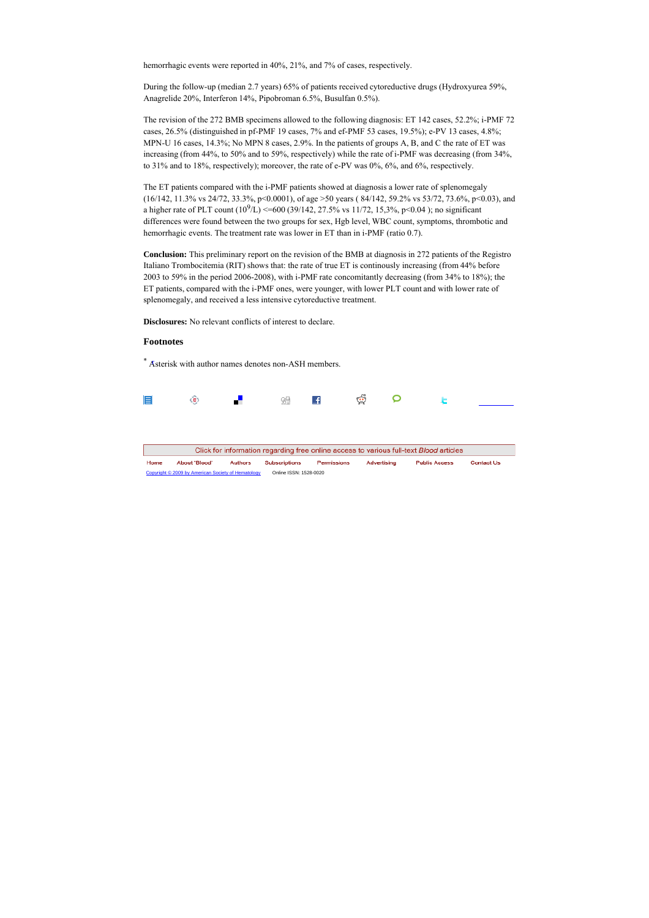hemorrhagic events were reported in 40%, 21%, and 7% of cases, respectively.

During the follow-up (median 2.7 years) 65% of patients received cytoreductive drugs (Hydroxyurea 59%, Anagrelide 20%, Interferon 14%, Pipobroman 6.5%, Busulfan 0.5%).

The revision of the 272 BMB specimens allowed to the following diagnosis: ET 142 cases, 52.2%; i-PMF 72 cases, 26.5% (distinguished in pf-PMF 19 cases, 7% and ef-PMF 53 cases, 19.5%); e-PV 13 cases, 4.8%; MPN-U 16 cases, 14.3%; No MPN 8 cases, 2.9%. In the patients of groups A, B, and C the rate of ET was increasing (from 44%, to 50% and to 59%, respectively) while the rate of i-PMF was decreasing (from 34%, to 31% and to 18%, respectively); moreover, the rate of e-PV was 0%, 6%, and 6%, respectively.

The ET patients compared with the i-PMF patients showed at diagnosis a lower rate of splenomegaly (16/142, 11.3% vs 24/72, 33.3%, $p<0.0001$), of age >50 years ( 84/142, 59.2% vs 53/72, 73.6%, $p<0.03$), and a higher rate of PLT count ($10^9$/L) <=600 (39/142, 27.5% vs 11/72, 15,3%, $p<0.04$ ); no significant differences were found between the two groups for sex, Hgb level, WBC count, symptoms, thrombotic and hemorrhagic events. The treatment rate was lower in ET than in i-PMF (ratio 0.7).

**Conclusion:** This preliminary report on the revision of the BMB at diagnosis in 272 patients of the Registro Italiano Trombocitemia (RIT) shows that: the rate of true ET is continously increasing (from 44% before 2003 to 59% in the period 2006-2008), with i-PMF rate concomitantly decreasing (from 34% to 18%); the ET patients, compared with the i-PMF ones, were younger, with lower PLT count and with lower rate of splenomegaly, and received a less intensive cytoreductive treatment.

**Disclosures:** No relevant conflicts of interest to declare.

### Footnotes

* Asterisk with author names denotes non-ASH members.

Click for information regarding free online access to various full-text *Blood* articles

Home | About 'Blood' | Authors | Subscriptions | Permissions | Advertising | Public Access | Contact Us

Copyright © 2009 by American Society of Hematology    Online ISSN: 1528-0020